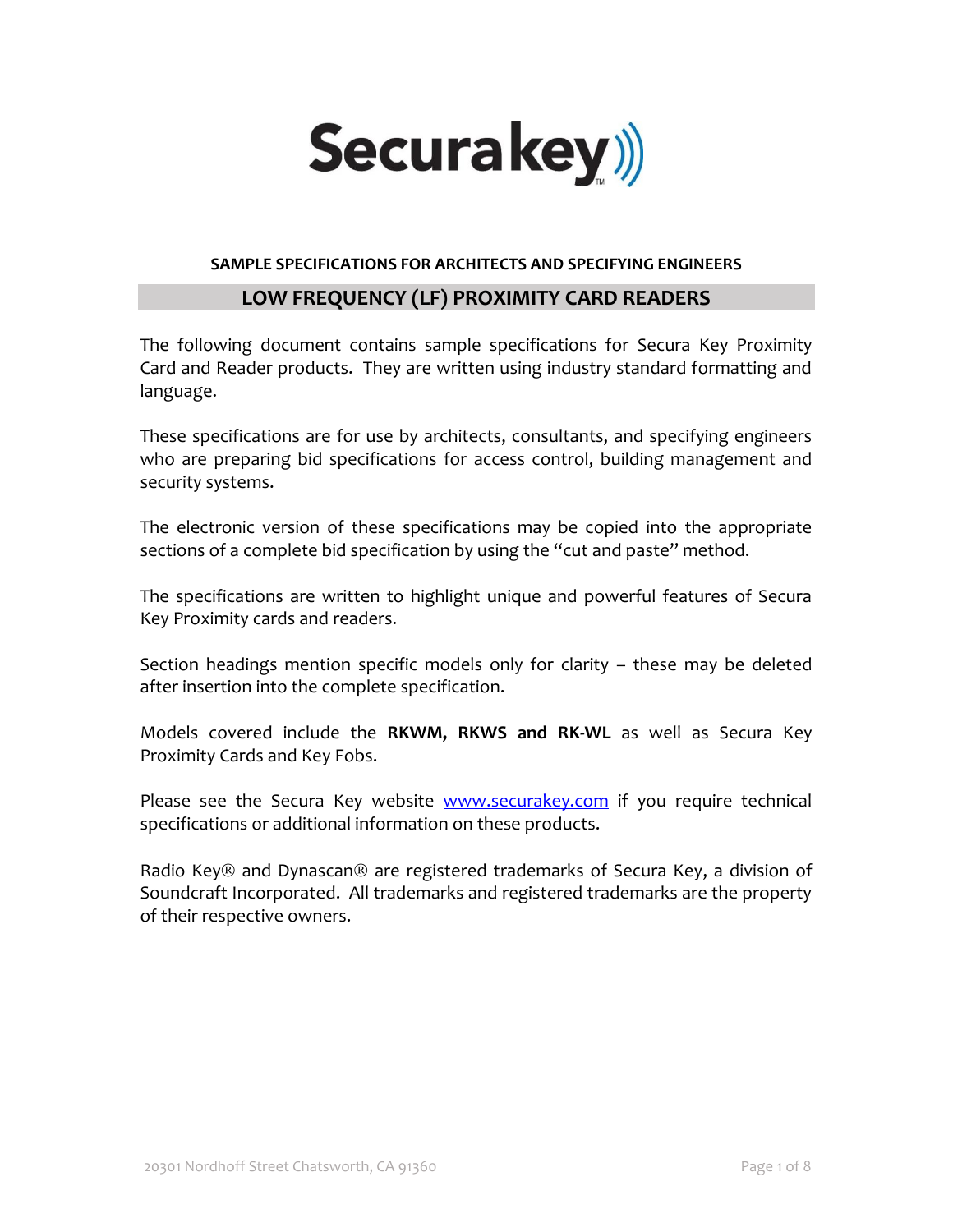Securakey

**SAMPLE SPECIFICATIONS FOR ARCHITECTS AND SPECIFYING ENGINEERS**

## LOW FREQUENCY (LF) PROXIMITY CARD READERS

The following document contains sample specifications for Secura Key Proximity Card and Reader products. They are written using industry standard formatting and language.

These specifications are for use by architects, consultants, and specifying engineers who are preparing bid specifications for access control, building management and security systems.

The electronic version of these specifications may be copied into the appropriate sections of a complete bid specification by using the "cut and paste" method.

The specifications are written to highlight unique and powerful features of Secura Key Proximity cards and readers.

Section headings mention specific models only for clarity – these may be deleted after insertion into the complete specification.

Models covered include the **RKWM, RKWS and RK-WL** as well as Secura Key Proximity Cards and Key Fobs.

Please see the Secura Key website [www.securakey.com](http://www.securakey.com) if you require technical specifications or additional information on these products.

Radio Key® and Dynascan® are registered trademarks of Secura Key, a division of Soundcraft Incorporated. All trademarks and registered trademarks are the property of their respective owners.

20301 Nordhoff Street Chatsworth, CA 91360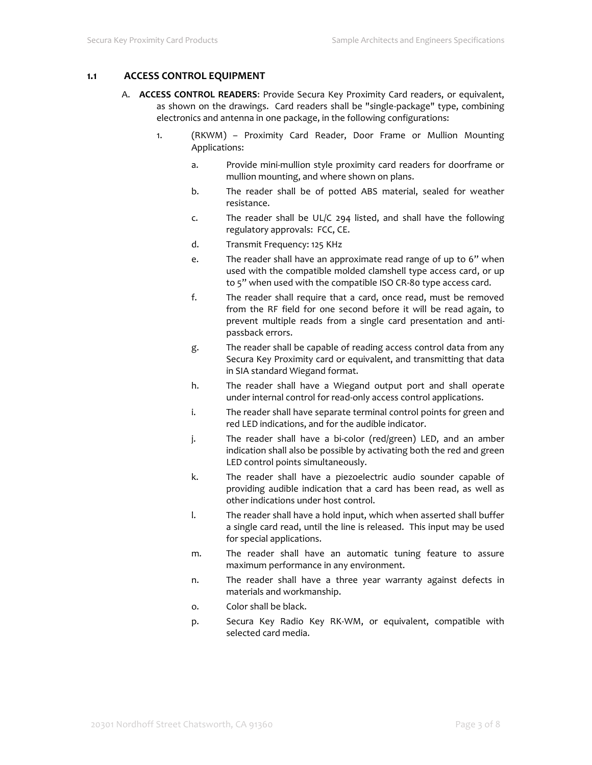## 1.1 ACCESS CONTROL EQUIPMENT

A. **ACCESS CONTROL READERS**: Provide Secura Key Proximity Card readers, or equivalent, as shown on the drawings. Card readers shall be "single-package" type, combining electronics and antenna in one package, in the following configurations:

1. (RKWM) – Proximity Card Reader, Door Frame or Mullion Mounting Applications:

   a. Provide mini-mullion style proximity card readers for doorframe or mullion mounting, and where shown on plans.

   b. The reader shall be of potted ABS material, sealed for weather resistance.

   c. The reader shall be UL/C 294 listed, and shall have the following regulatory approvals: FCC, CE.

   d. Transmit Frequency: 125 KHz

   e. The reader shall have an approximate read range of up to 6" when used with the compatible molded clamshell type access card, or up to 5" when used with the compatible ISO CR-80 type access card.

   f. The reader shall require that a card, once read, must be removed from the RF field for one second before it will be read again, to prevent multiple reads from a single card presentation and anti-passback errors.

   g. The reader shall be capable of reading access control data from any Secura Key Proximity card or equivalent, and transmitting that data in SIA standard Wiegand format.

   h. The reader shall have a Wiegand output port and shall operate under internal control for read-only access control applications.

   i. The reader shall have separate terminal control points for green and red LED indications, and for the audible indicator.

   j. The reader shall have a bi-color (red/green) LED, and an amber indication shall also be possible by activating both the red and green LED control points simultaneously.

   k. The reader shall have a piezoelectric audio sounder capable of providing audible indication that a card has been read, as well as other indications under host control.

   l. The reader shall have a hold input, which when asserted shall buffer a single card read, until the line is released. This input may be used for special applications.

   m. The reader shall have an automatic tuning feature to assure maximum performance in any environment.

   n. The reader shall have a three year warranty against defects in materials and workmanship.

   o. Color shall be black.

   p. Secura Key Radio Key RK-WM, or equivalent, compatible with selected card media.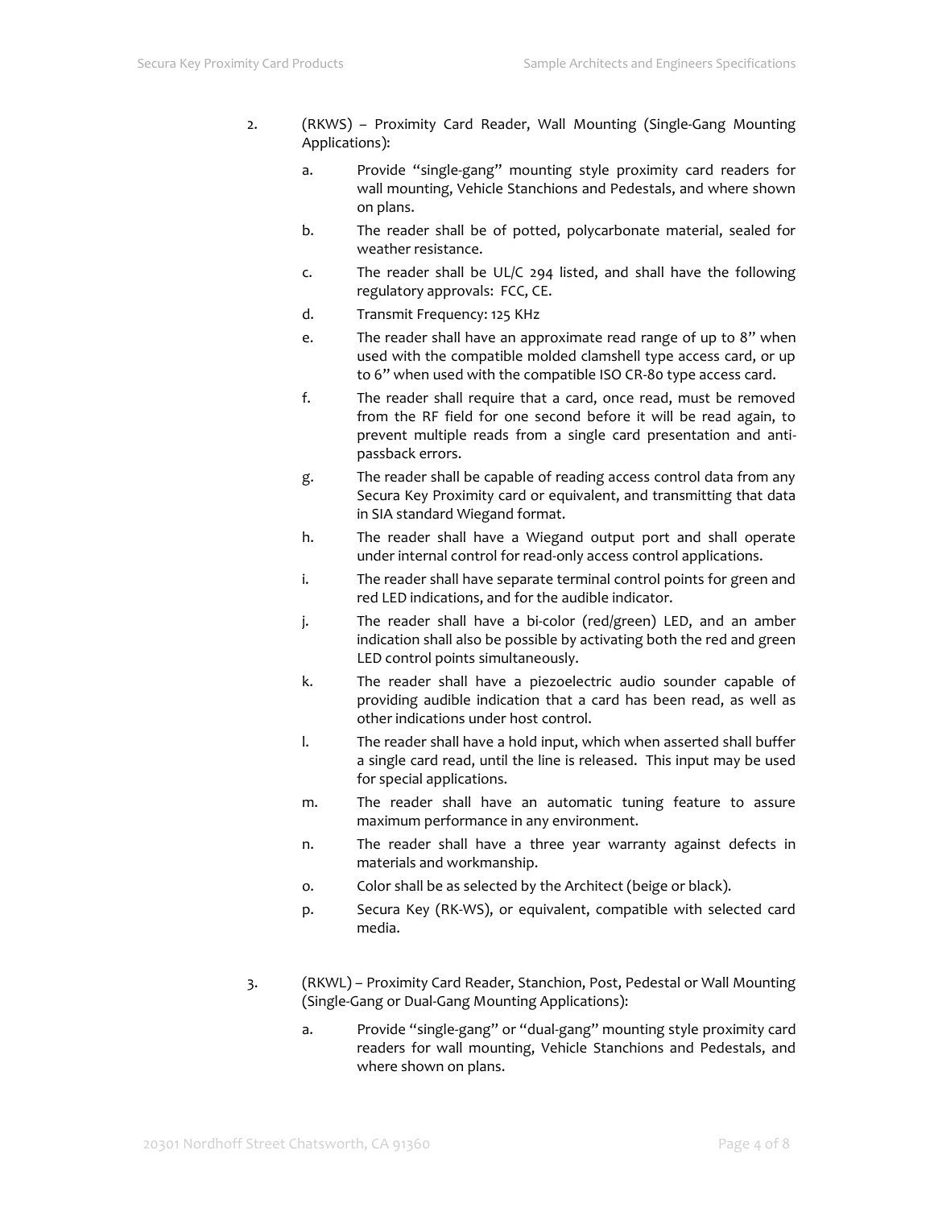2. (RKWS) – Proximity Card Reader, Wall Mounting (Single-Gang Mounting Applications):

   a. Provide "single-gang" mounting style proximity card readers for wall mounting, Vehicle Stanchions and Pedestals, and where shown on plans.

   b. The reader shall be of potted, polycarbonate material, sealed for weather resistance.

   c. The reader shall be UL/C 294 listed, and shall have the following regulatory approvals: FCC, CE.

   d. Transmit Frequency: 125 KHz

   e. The reader shall have an approximate read range of up to 8" when used with the compatible molded clamshell type access card, or up to 6" when used with the compatible ISO CR-80 type access card.

   f. The reader shall require that a card, once read, must be removed from the RF field for one second before it will be read again, to prevent multiple reads from a single card presentation and anti-passback errors.

   g. The reader shall be capable of reading access control data from any Secura Key Proximity card or equivalent, and transmitting that data in SIA standard Wiegand format.

   h. The reader shall have a Wiegand output port and shall operate under internal control for read-only access control applications.

   i. The reader shall have separate terminal control points for green and red LED indications, and for the audible indicator.

   j. The reader shall have a bi-color (red/green) LED, and an amber indication shall also be possible by activating both the red and green LED control points simultaneously.

   k. The reader shall have a piezoelectric audio sounder capable of providing audible indication that a card has been read, as well as other indications under host control.

   l. The reader shall have a hold input, which when asserted shall buffer a single card read, until the line is released. This input may be used for special applications.

   m. The reader shall have an automatic tuning feature to assure maximum performance in any environment.

   n. The reader shall have a three year warranty against defects in materials and workmanship.

   o. Color shall be as selected by the Architect (beige or black).

   p. Secura Key (RK-WS), or equivalent, compatible with selected card media.

3. (RKWL) – Proximity Card Reader, Stanchion, Post, Pedestal or Wall Mounting (Single-Gang or Dual-Gang Mounting Applications):

   a. Provide "single-gang" or "dual-gang" mounting style proximity card readers for wall mounting, Vehicle Stanchions and Pedestals, and where shown on plans.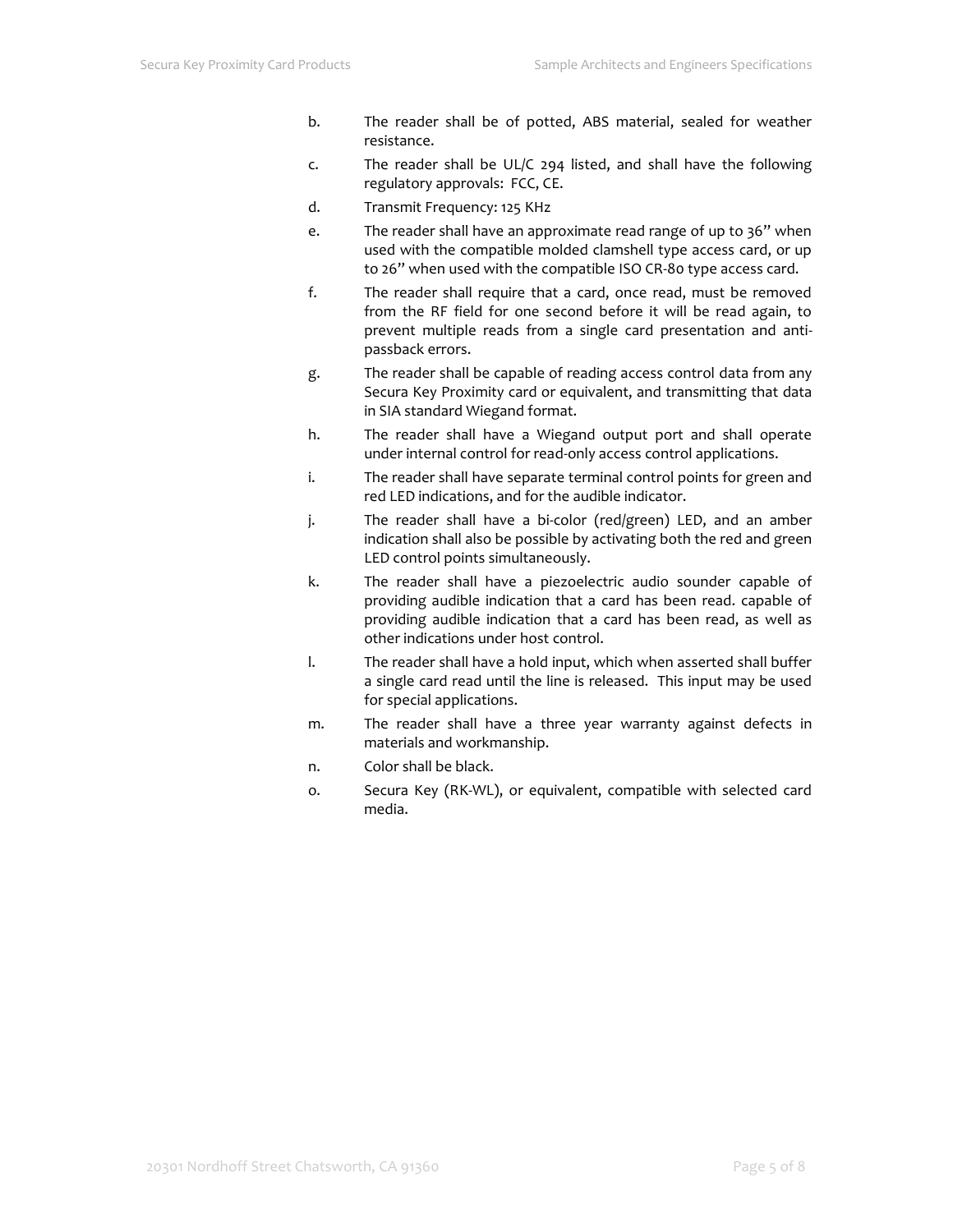b. The reader shall be of potted, ABS material, sealed for weather resistance.

c. The reader shall be UL/C 294 listed, and shall have the following regulatory approvals: FCC, CE.

d. Transmit Frequency: 125 KHz

e. The reader shall have an approximate read range of up to 36" when used with the compatible molded clamshell type access card, or up to 26" when used with the compatible ISO CR-80 type access card.

f. The reader shall require that a card, once read, must be removed from the RF field for one second before it will be read again, to prevent multiple reads from a single card presentation and anti-passback errors.

g. The reader shall be capable of reading access control data from any Secura Key Proximity card or equivalent, and transmitting that data in SIA standard Wiegand format.

h. The reader shall have a Wiegand output port and shall operate under internal control for read-only access control applications.

i. The reader shall have separate terminal control points for green and red LED indications, and for the audible indicator.

j. The reader shall have a bi-color (red/green) LED, and an amber indication shall also be possible by activating both the red and green LED control points simultaneously.

k. The reader shall have a piezoelectric audio sounder capable of providing audible indication that a card has been read. capable of providing audible indication that a card has been read, as well as other indications under host control.

l. The reader shall have a hold input, which when asserted shall buffer a single card read until the line is released. This input may be used for special applications.

m. The reader shall have a three year warranty against defects in materials and workmanship.

n. Color shall be black.

o. Secura Key (RK-WL), or equivalent, compatible with selected card media.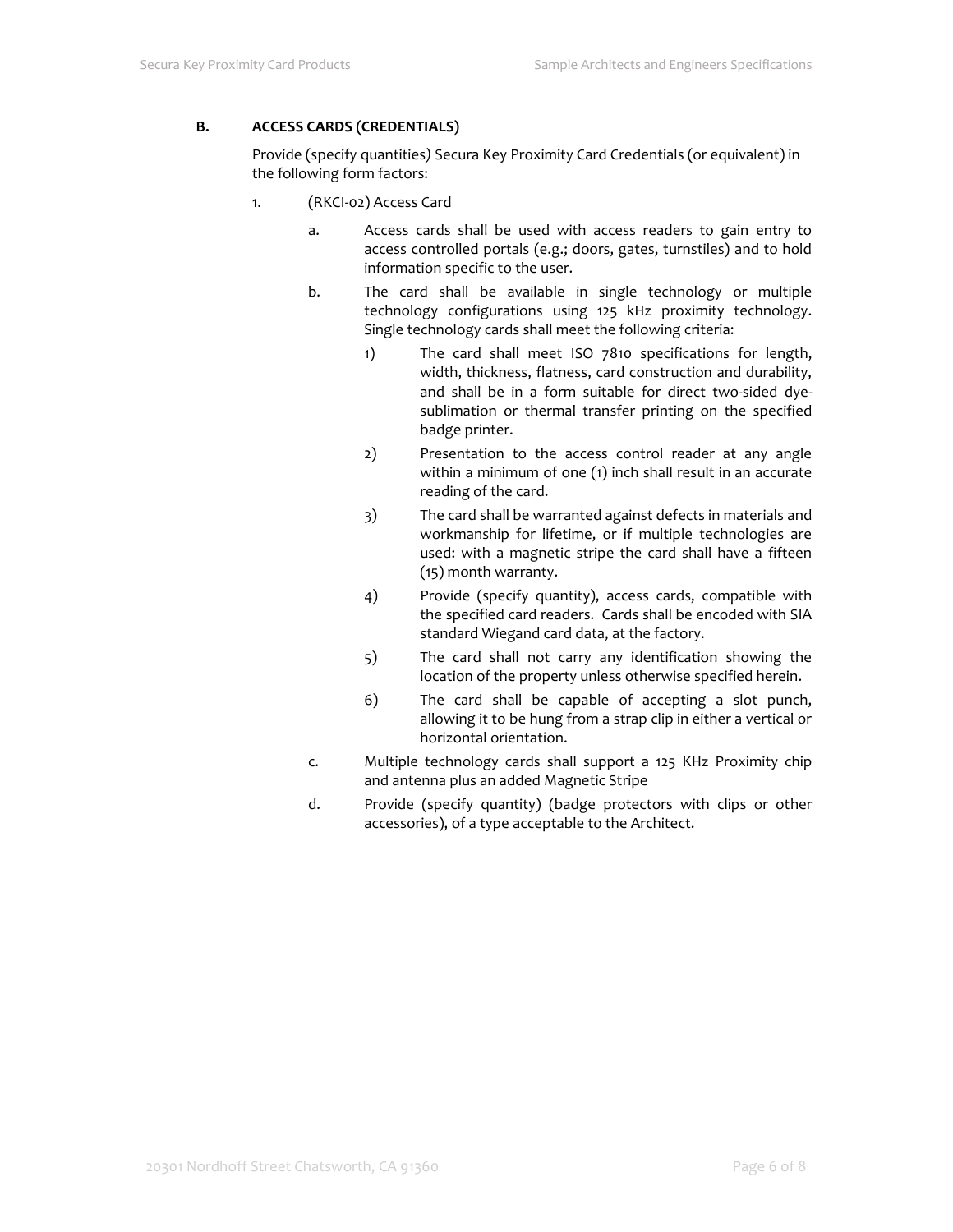## B. ACCESS CARDS (CREDENTIALS)

Provide (specify quantities) Secura Key Proximity Card Credentials (or equivalent) in the following form factors:

1. (RKCI-02) Access Card

   a. Access cards shall be used with access readers to gain entry to access controlled portals (e.g.; doors, gates, turnstiles) and to hold information specific to the user.

   b. The card shall be available in single technology or multiple technology configurations using 125 kHz proximity technology. Single technology cards shall meet the following criteria:

      1) The card shall meet ISO 7810 specifications for length, width, thickness, flatness, card construction and durability, and shall be in a form suitable for direct two-sided dye-sublimation or thermal transfer printing on the specified badge printer.

      2) Presentation to the access control reader at any angle within a minimum of one (1) inch shall result in an accurate reading of the card.

      3) The card shall be warranted against defects in materials and workmanship for lifetime, or if multiple technologies are used: with a magnetic stripe the card shall have a fifteen (15) month warranty.

      4) Provide (specify quantity), access cards, compatible with the specified card readers. Cards shall be encoded with SIA standard Wiegand card data, at the factory.

      5) The card shall not carry any identification showing the location of the property unless otherwise specified herein.

      6) The card shall be capable of accepting a slot punch, allowing it to be hung from a strap clip in either a vertical or horizontal orientation.

   c. Multiple technology cards shall support a 125 KHz Proximity chip and antenna plus an added Magnetic Stripe

   d. Provide (specify quantity) (badge protectors with clips or other accessories), of a type acceptable to the Architect.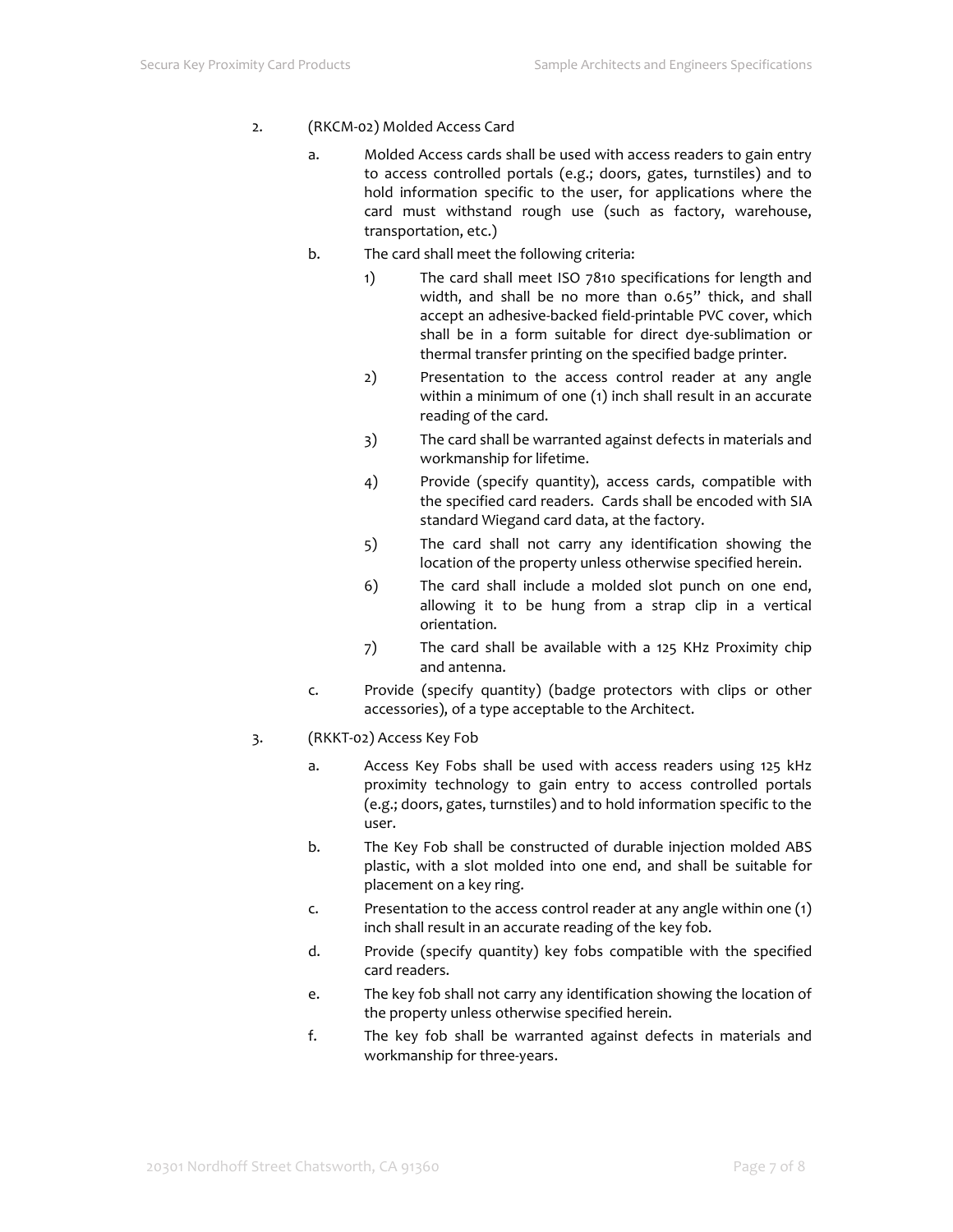2. (RKCM-02) Molded Access Card

   a. Molded Access cards shall be used with access readers to gain entry to access controlled portals (e.g.; doors, gates, turnstiles) and to hold information specific to the user, for applications where the card must withstand rough use (such as factory, warehouse, transportation, etc.)

   b. The card shall meet the following criteria:

      1) The card shall meet ISO 7810 specifications for length and width, and shall be no more than 0.65" thick, and shall accept an adhesive-backed field-printable PVC cover, which shall be in a form suitable for direct dye-sublimation or thermal transfer printing on the specified badge printer.

      2) Presentation to the access control reader at any angle within a minimum of one (1) inch shall result in an accurate reading of the card.

      3) The card shall be warranted against defects in materials and workmanship for lifetime.

      4) Provide (specify quantity), access cards, compatible with the specified card readers. Cards shall be encoded with SIA standard Wiegand card data, at the factory.

      5) The card shall not carry any identification showing the location of the property unless otherwise specified herein.

      6) The card shall include a molded slot punch on one end, allowing it to be hung from a strap clip in a vertical orientation.

      7) The card shall be available with a 125 KHz Proximity chip and antenna.

   c. Provide (specify quantity) (badge protectors with clips or other accessories), of a type acceptable to the Architect.

3. (RKKT-02) Access Key Fob

   a. Access Key Fobs shall be used with access readers using 125 kHz proximity technology to gain entry to access controlled portals (e.g.; doors, gates, turnstiles) and to hold information specific to the user.

   b. The Key Fob shall be constructed of durable injection molded ABS plastic, with a slot molded into one end, and shall be suitable for placement on a key ring.

   c. Presentation to the access control reader at any angle within one (1) inch shall result in an accurate reading of the key fob.

   d. Provide (specify quantity) key fobs compatible with the specified card readers.

   e. The key fob shall not carry any identification showing the location of the property unless otherwise specified herein.

   f. The key fob shall be warranted against defects in materials and workmanship for three-years.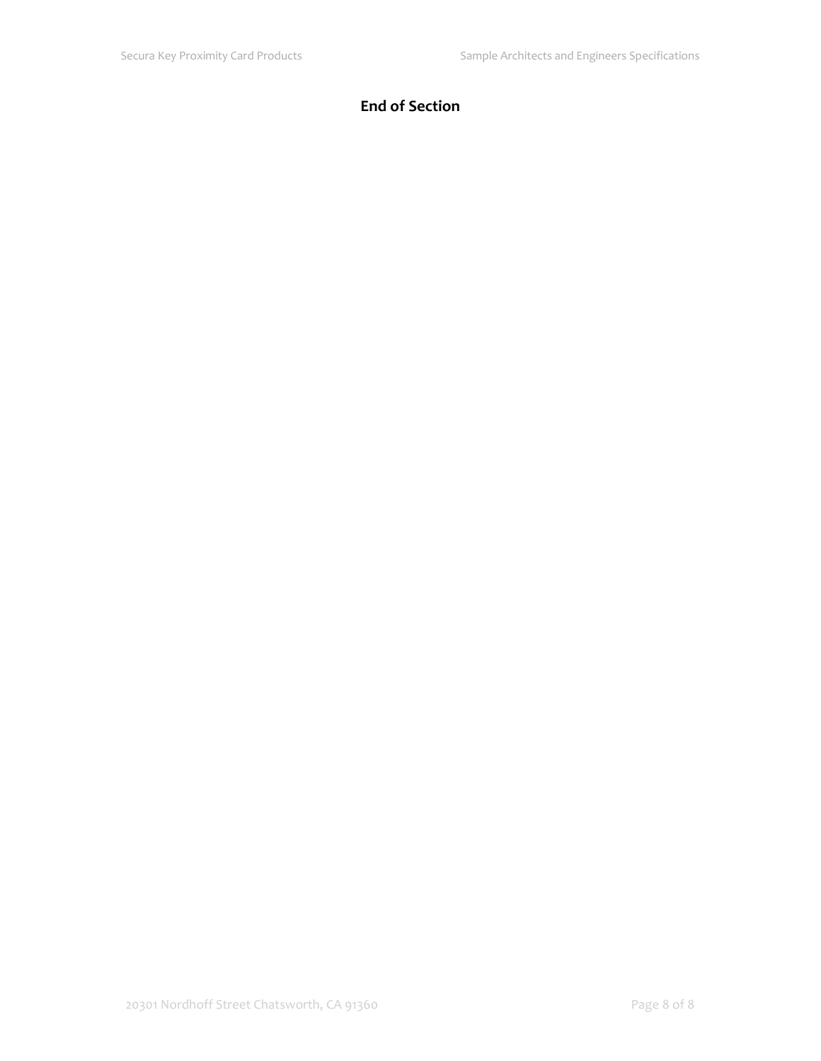**End of Section**